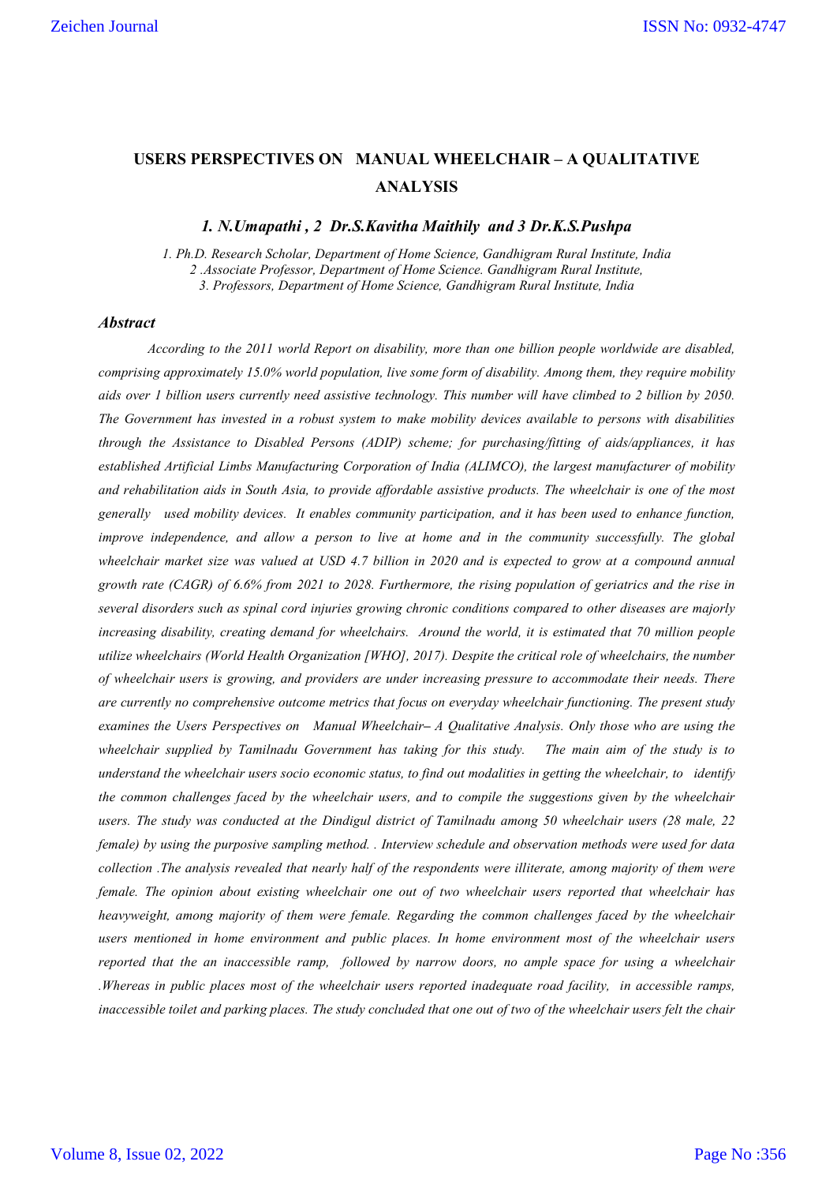# USERS PERSPECTIVES ON MANUAL WHEELCHAIR – A QUALITATIVE ANALYSIS

***1. N.Umapathi , 2 Dr.S.Kavitha Maithily and 3 Dr.K.S.Pushpa***

*1. Ph.D. Research Scholar, Department of Home Science, Gandhigram Rural Institute, India*
*2 .Associate Professor, Department of Home Science. Gandhigram Rural Institute,*
*3. Professors, Department of Home Science, Gandhigram Rural Institute, India*

## *Abstract*

*According to the 2011 world Report on disability, more than one billion people worldwide are disabled, comprising approximately 15.0% world population, live some form of disability. Among them, they require mobility aids over 1 billion users currently need assistive technology. This number will have climbed to 2 billion by 2050. The Government has invested in a robust system to make mobility devices available to persons with disabilities through the Assistance to Disabled Persons (ADIP) scheme; for purchasing/fitting of aids/appliances, it has established Artificial Limbs Manufacturing Corporation of India (ALIMCO), the largest manufacturer of mobility and rehabilitation aids in South Asia, to provide affordable assistive products. The wheelchair is one of the most generally used mobility devices. It enables community participation, and it has been used to enhance function, improve independence, and allow a person to live at home and in the community successfully. The global wheelchair market size was valued at USD 4.7 billion in 2020 and is expected to grow at a compound annual growth rate (CAGR) of 6.6% from 2021 to 2028. Furthermore, the rising population of geriatrics and the rise in several disorders such as spinal cord injuries growing chronic conditions compared to other diseases are majorly increasing disability, creating demand for wheelchairs. Around the world, it is estimated that 70 million people utilize wheelchairs (World Health Organization [WHO], 2017). Despite the critical role of wheelchairs, the number of wheelchair users is growing, and providers are under increasing pressure to accommodate their needs. There are currently no comprehensive outcome metrics that focus on everyday wheelchair functioning. The present study examines the Users Perspectives on Manual Wheelchair– A Qualitative Analysis. Only those who are using the wheelchair supplied by Tamilnadu Government has taking for this study. The main aim of the study is to understand the wheelchair users socio economic status, to find out modalities in getting the wheelchair, to identify the common challenges faced by the wheelchair users, and to compile the suggestions given by the wheelchair users. The study was conducted at the Dindigul district of Tamilnadu among 50 wheelchair users (28 male, 22 female) by using the purposive sampling method. . Interview schedule and observation methods were used for data collection .The analysis revealed that nearly half of the respondents were illiterate, among majority of them were female. The opinion about existing wheelchair one out of two wheelchair users reported that wheelchair has heavyweight, among majority of them were female. Regarding the common challenges faced by the wheelchair users mentioned in home environment and public places. In home environment most of the wheelchair users reported that the an inaccessible ramp, followed by narrow doors, no ample space for using a wheelchair .Whereas in public places most of the wheelchair users reported inadequate road facility, in accessible ramps, inaccessible toilet and parking places. The study concluded that one out of two of the wheelchair users felt the chair*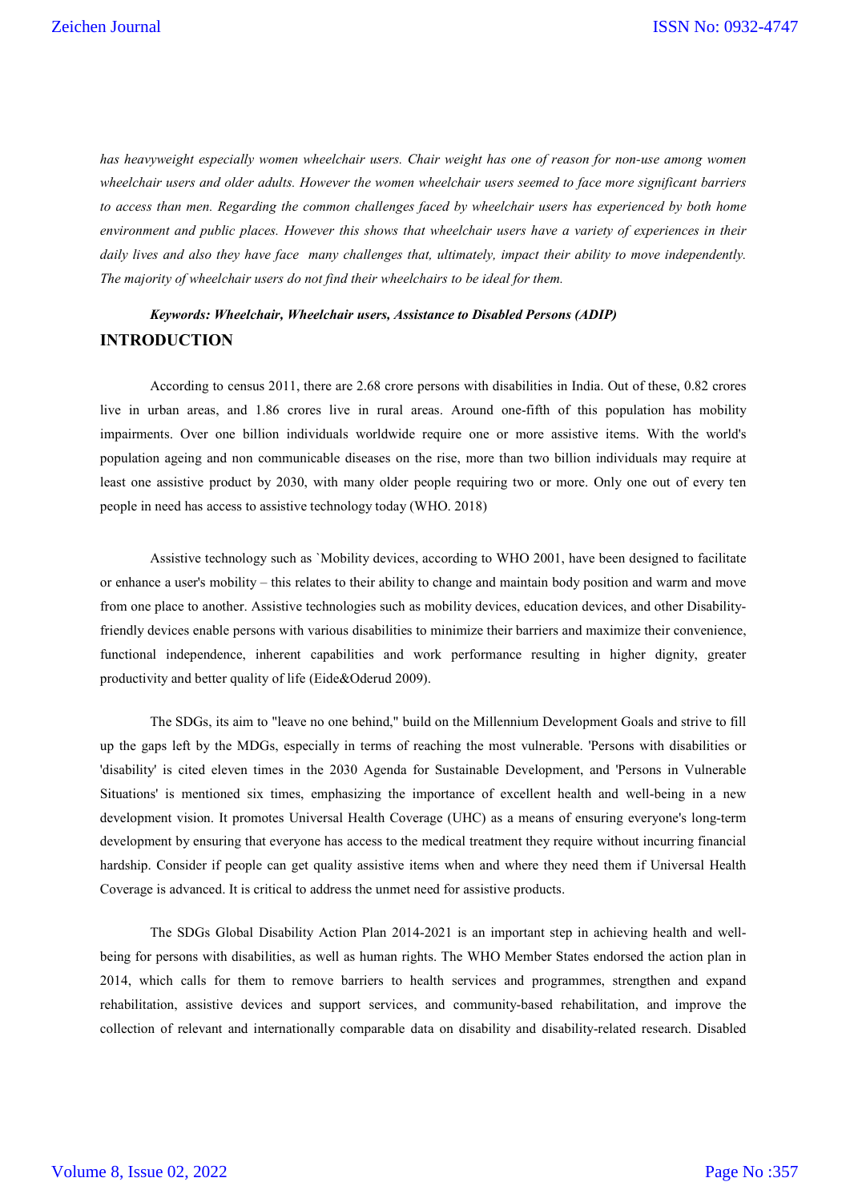*has heavyweight especially women wheelchair users. Chair weight has one of reason for non-use among women wheelchair users and older adults. However the women wheelchair users seemed to face more significant barriers to access than men. Regarding the common challenges faced by wheelchair users has experienced by both home environment and public places. However this shows that wheelchair users have a variety of experiences in their daily lives and also they have face many challenges that, ultimately, impact their ability to move independently. The majority of wheelchair users do not find their wheelchairs to be ideal for them.*

***Keywords: Wheelchair, Wheelchair users, Assistance to Disabled Persons (ADIP)***

## INTRODUCTION

According to census 2011, there are 2.68 crore persons with disabilities in India. Out of these, 0.82 crores live in urban areas, and 1.86 crores live in rural areas. Around one-fifth of this population has mobility impairments. Over one billion individuals worldwide require one or more assistive items. With the world's population ageing and non communicable diseases on the rise, more than two billion individuals may require at least one assistive product by 2030, with many older people requiring two or more. Only one out of every ten people in need has access to assistive technology today (WHO. 2018)

Assistive technology such as `Mobility devices, according to WHO 2001, have been designed to facilitate or enhance a user's mobility – this relates to their ability to change and maintain body position and warm and move from one place to another. Assistive technologies such as mobility devices, education devices, and other Disability-friendly devices enable persons with various disabilities to minimize their barriers and maximize their convenience, functional independence, inherent capabilities and work performance resulting in higher dignity, greater productivity and better quality of life (Eide&Oderud 2009).

The SDGs, its aim to "leave no one behind," build on the Millennium Development Goals and strive to fill up the gaps left by the MDGs, especially in terms of reaching the most vulnerable. 'Persons with disabilities or 'disability' is cited eleven times in the 2030 Agenda for Sustainable Development, and 'Persons in Vulnerable Situations' is mentioned six times, emphasizing the importance of excellent health and well-being in a new development vision. It promotes Universal Health Coverage (UHC) as a means of ensuring everyone's long-term development by ensuring that everyone has access to the medical treatment they require without incurring financial hardship. Consider if people can get quality assistive items when and where they need them if Universal Health Coverage is advanced. It is critical to address the unmet need for assistive products.

The SDGs Global Disability Action Plan 2014-2021 is an important step in achieving health and well-being for persons with disabilities, as well as human rights. The WHO Member States endorsed the action plan in 2014, which calls for them to remove barriers to health services and programmes, strengthen and expand rehabilitation, assistive devices and support services, and community-based rehabilitation, and improve the collection of relevant and internationally comparable data on disability and disability-related research. Disabled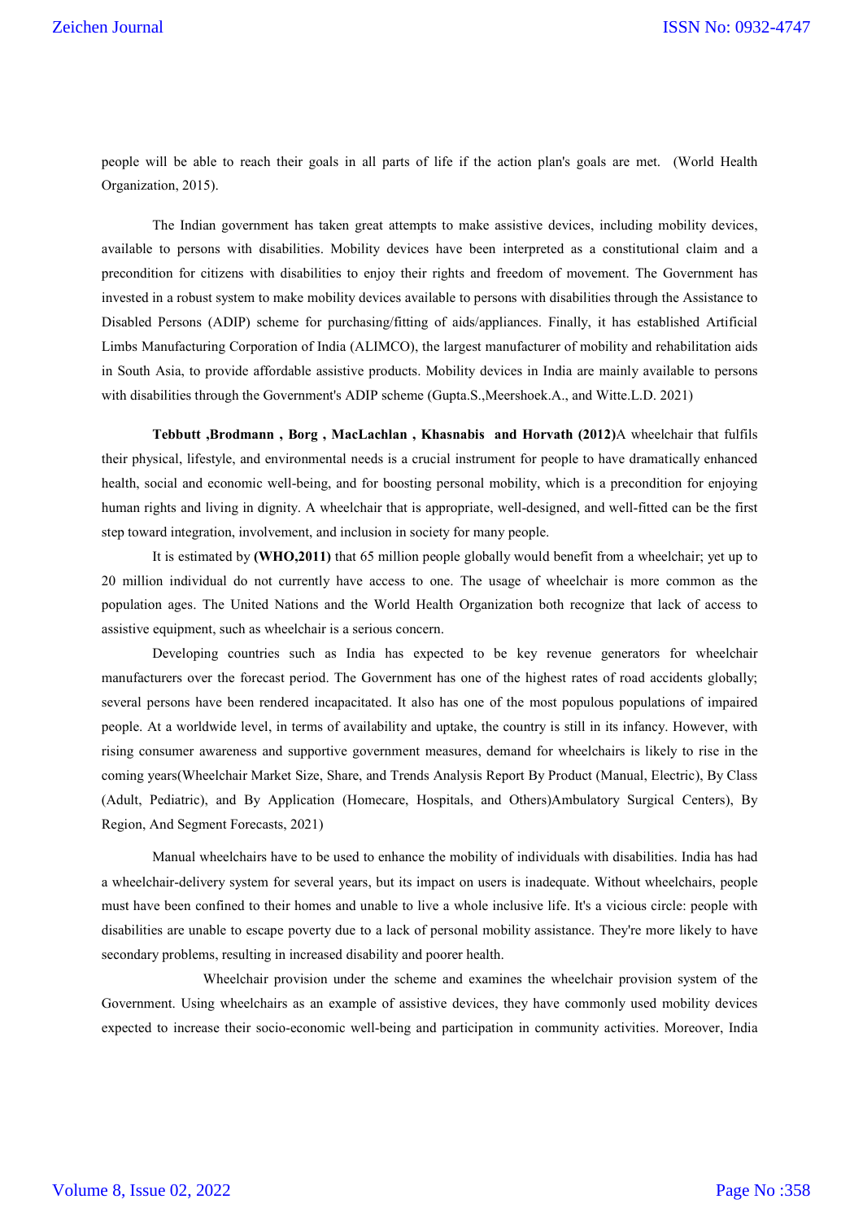people will be able to reach their goals in all parts of life if the action plan's goals are met. (World Health Organization, 2015).

The Indian government has taken great attempts to make assistive devices, including mobility devices, available to persons with disabilities. Mobility devices have been interpreted as a constitutional claim and a precondition for citizens with disabilities to enjoy their rights and freedom of movement. The Government has invested in a robust system to make mobility devices available to persons with disabilities through the Assistance to Disabled Persons (ADIP) scheme for purchasing/fitting of aids/appliances. Finally, it has established Artificial Limbs Manufacturing Corporation of India (ALIMCO), the largest manufacturer of mobility and rehabilitation aids in South Asia, to provide affordable assistive products. Mobility devices in India are mainly available to persons with disabilities through the Government's ADIP scheme (Gupta.S.,Meershoek.A., and Witte.L.D. 2021)

**Tebbutt ,Brodmann , Borg , MacLachlan , Khasnabis and Horvath (2012)**A wheelchair that fulfils their physical, lifestyle, and environmental needs is a crucial instrument for people to have dramatically enhanced health, social and economic well-being, and for boosting personal mobility, which is a precondition for enjoying human rights and living in dignity. A wheelchair that is appropriate, well-designed, and well-fitted can be the first step toward integration, involvement, and inclusion in society for many people.

It is estimated by **(WHO,2011)** that 65 million people globally would benefit from a wheelchair; yet up to 20 million individual do not currently have access to one. The usage of wheelchair is more common as the population ages. The United Nations and the World Health Organization both recognize that lack of access to assistive equipment, such as wheelchair is a serious concern.

Developing countries such as India has expected to be key revenue generators for wheelchair manufacturers over the forecast period. The Government has one of the highest rates of road accidents globally; several persons have been rendered incapacitated. It also has one of the most populous populations of impaired people. At a worldwide level, in terms of availability and uptake, the country is still in its infancy. However, with rising consumer awareness and supportive government measures, demand for wheelchairs is likely to rise in the coming years(Wheelchair Market Size, Share, and Trends Analysis Report By Product (Manual, Electric), By Class (Adult, Pediatric), and By Application (Homecare, Hospitals, and Others)Ambulatory Surgical Centers), By Region, And Segment Forecasts, 2021)

Manual wheelchairs have to be used to enhance the mobility of individuals with disabilities. India has had a wheelchair-delivery system for several years, but its impact on users is inadequate. Without wheelchairs, people must have been confined to their homes and unable to live a whole inclusive life. It's a vicious circle: people with disabilities are unable to escape poverty due to a lack of personal mobility assistance. They're more likely to have secondary problems, resulting in increased disability and poorer health.

Wheelchair provision under the scheme and examines the wheelchair provision system of the Government. Using wheelchairs as an example of assistive devices, they have commonly used mobility devices expected to increase their socio-economic well-being and participation in community activities. Moreover, India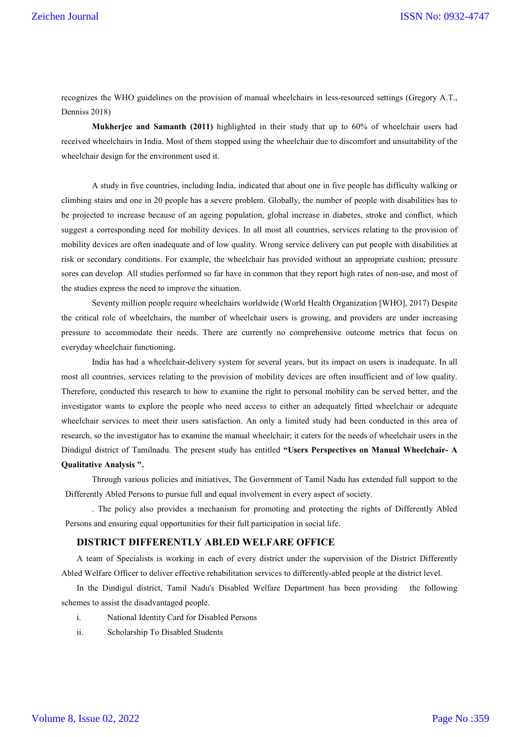recognizes the WHO guidelines on the provision of manual wheelchairs in less-resourced settings (Gregory A.T., Denniss 2018)

**Mukherjee and Samanth (2011)** highlighted in their study that up to 60% of wheelchair users had received wheelchairs in India. Most of them stopped using the wheelchair due to discomfort and unsuitability of the wheelchair design for the environment used it.

A study in five countries, including India, indicated that about one in five people has difficulty walking or climbing stairs and one in 20 people has a severe problem. Globally, the number of people with disabilities has to be projected to increase because of an ageing population, global increase in diabetes, stroke and conflict, which suggest a corresponding need for mobility devices. In all most all countries, services relating to the provision of mobility devices are often inadequate and of low quality. Wrong service delivery can put people with disabilities at risk or secondary conditions. For example, the wheelchair has provided without an appropriate cushion; pressure sores can develop. All studies performed so far have in common that they report high rates of non-use, and most of the studies express the need to improve the situation.

Seventy million people require wheelchairs worldwide (World Health Organization [WHO], 2017) Despite the critical role of wheelchairs, the number of wheelchair users is growing, and providers are under increasing pressure to accommodate their needs. There are currently no comprehensive outcome metrics that focus on everyday wheelchair functioning.

India has had a wheelchair-delivery system for several years, but its impact on users is inadequate. In all most all countries, services relating to the provision of mobility devices are often insufficient and of low quality. Therefore, conducted this research to how to examine the right to personal mobility can be served better, and the investigator wants to explore the people who need access to either an adequately fitted wheelchair or adequate wheelchair services to meet their users satisfaction. An only a limited study had been conducted in this area of research, so the investigator has to examine the manual wheelchair; it caters for the needs of wheelchair users in the Dindigul district of Tamilnadu. The present study has entitled **"Users Perspectives on Manual Wheelchair- A Qualitative Analysis ".**

Through various policies and initiatives, The Government of Tamil Nadu has extended full support to the Differently Abled Persons to pursue full and equal involvement in every aspect of society.

. The policy also provides a mechanism for promoting and protecting the rights of Differently Abled Persons and ensuring equal opportunities for their full participation in social life.

## DISTRICT DIFFERENTLY ABLED WELFARE OFFICE

A team of Specialists is working in each of every district under the supervision of the District Differently Abled Welfare Officer to deliver effective rehabilitation services to differently-abled people at the district level.

In the Dindigul district, Tamil Nadu's Disabled Welfare Department has been providing the following schemes to assist the disadvantaged people.

i. National Identity Card for Disabled Persons
ii. Scholarship To Disabled Students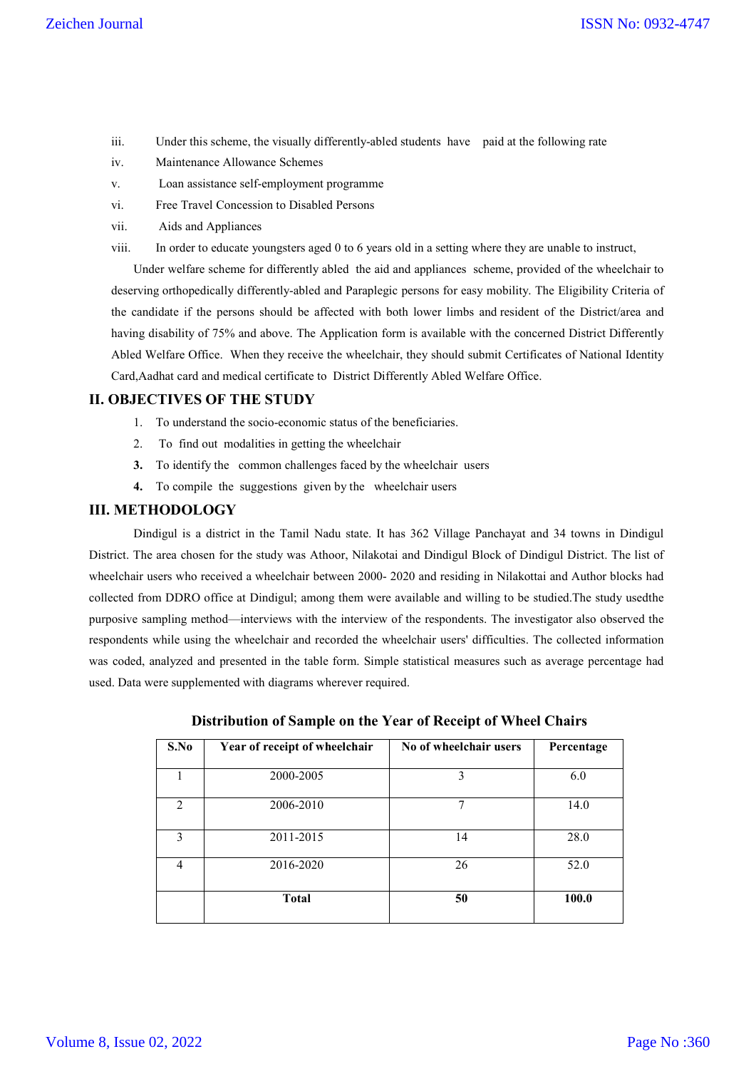iii. Under this scheme, the visually differently-abled students have paid at the following rate

iv. Maintenance Allowance Schemes

v. Loan assistance self-employment programme

vi. Free Travel Concession to Disabled Persons

vii. Aids and Appliances

viii. In order to educate youngsters aged 0 to 6 years old in a setting where they are unable to instruct,

Under welfare scheme for differently abled the aid and appliances scheme, provided of the wheelchair to deserving orthopedically differently-abled and Paraplegic persons for easy mobility. The Eligibility Criteria of the candidate if the persons should be affected with both lower limbs and resident of the District/area and having disability of 75% and above. The Application form is available with the concerned District Differently Abled Welfare Office. When they receive the wheelchair, they should submit Certificates of National Identity Card,Aadhat card and medical certificate to District Differently Abled Welfare Office.

## II. OBJECTIVES OF THE STUDY

1. To understand the socio-economic status of the beneficiaries.
2. To find out modalities in getting the wheelchair
3. To identify the common challenges faced by the wheelchair users
4. To compile the suggestions given by the wheelchair users

## III. METHODOLOGY

Dindigul is a district in the Tamil Nadu state. It has 362 Village Panchayat and 34 towns in Dindigul District. The area chosen for the study was Athoor, Nilakotai and Dindigul Block of Dindigul District. The list of wheelchair users who received a wheelchair between 2000- 2020 and residing in Nilakottai and Author blocks had collected from DDRO office at Dindigul; among them were available and willing to be studied.The study usedthe purposive sampling method—interviews with the interview of the respondents. The investigator also observed the respondents while using the wheelchair and recorded the wheelchair users' difficulties. The collected information was coded, analyzed and presented in the table form. Simple statistical measures such as average percentage had used. Data were supplemented with diagrams wherever required.

**Distribution of Sample on the Year of Receipt of Wheel Chairs**

| S.No | Year of receipt of wheelchair | No of wheelchair users | Percentage |
|---|---|---|---|
| 1 | 2000-2005 | 3 | 6.0 |
| 2 | 2006-2010 | 7 | 14.0 |
| 3 | 2011-2015 | 14 | 28.0 |
| 4 | 2016-2020 | 26 | 52.0 |
| | **Total** | **50** | **100.0** |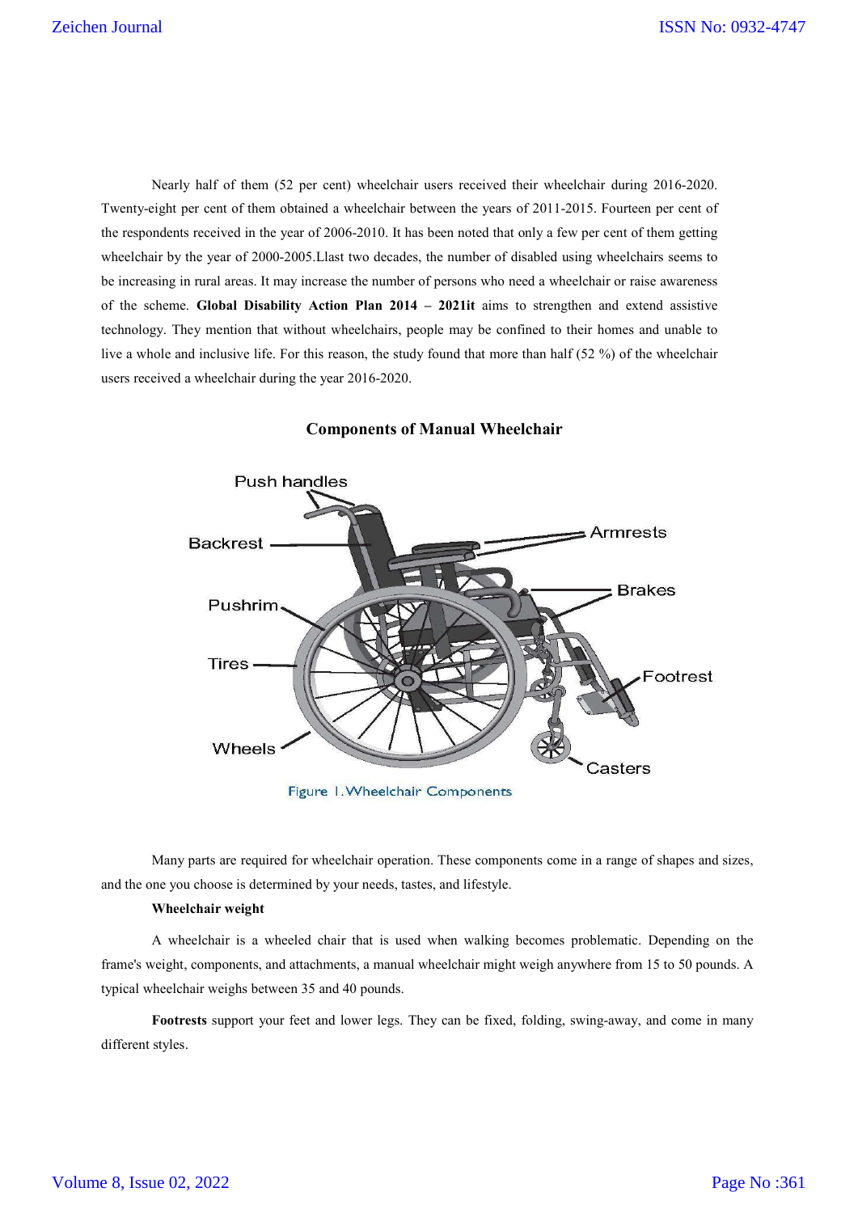Nearly half of them (52 per cent) wheelchair users received their wheelchair during 2016-2020. Twenty-eight per cent of them obtained a wheelchair between the years of 2011-2015. Fourteen per cent of the respondents received in the year of 2006-2010. It has been noted that only a few per cent of them getting wheelchair by the year of 2000-2005.Llast two decades, the number of disabled using wheelchairs seems to be increasing in rural areas. It may increase the number of persons who need a wheelchair or raise awareness of the scheme. **Global Disability Action Plan 2014 – 2021it** aims to strengthen and extend assistive technology. They mention that without wheelchairs, people may be confined to their homes and unable to live a whole and inclusive life. For this reason, the study found that more than half (52 %) of the wheelchair users received a wheelchair during the year 2016-2020.

**Components of Manual Wheelchair**

Figure 1. Wheelchair Components

Many parts are required for wheelchair operation. These components come in a range of shapes and sizes, and the one you choose is determined by your needs, tastes, and lifestyle.

**Wheelchair weight**

A wheelchair is a wheeled chair that is used when walking becomes problematic. Depending on the frame's weight, components, and attachments, a manual wheelchair might weigh anywhere from 15 to 50 pounds. A typical wheelchair weighs between 35 and 40 pounds.

**Footrests** support your feet and lower legs. They can be fixed, folding, swing-away, and come in many different styles.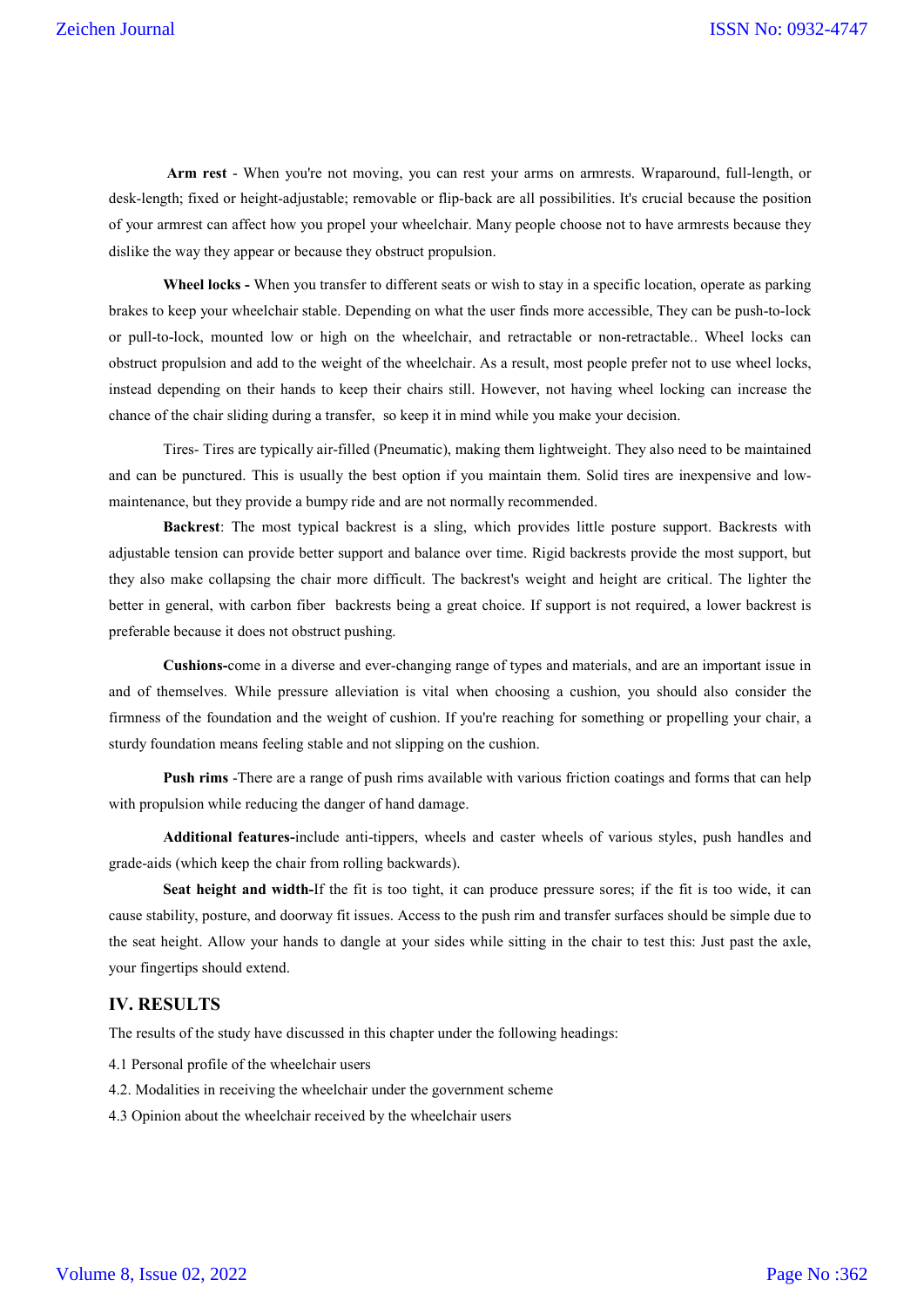**Arm rest** - When you're not moving, you can rest your arms on armrests. Wraparound, full-length, or desk-length; fixed or height-adjustable; removable or flip-back are all possibilities. It's crucial because the position of your armrest can affect how you propel your wheelchair. Many people choose not to have armrests because they dislike the way they appear or because they obstruct propulsion.

**Wheel locks -** When you transfer to different seats or wish to stay in a specific location, operate as parking brakes to keep your wheelchair stable. Depending on what the user finds more accessible, They can be push-to-lock or pull-to-lock, mounted low or high on the wheelchair, and retractable or non-retractable.. Wheel locks can obstruct propulsion and add to the weight of the wheelchair. As a result, most people prefer not to use wheel locks, instead depending on their hands to keep their chairs still. However, not having wheel locking can increase the chance of the chair sliding during a transfer, so keep it in mind while you make your decision.

Tires- Tires are typically air-filled (Pneumatic), making them lightweight. They also need to be maintained and can be punctured. This is usually the best option if you maintain them. Solid tires are inexpensive and low-maintenance, but they provide a bumpy ride and are not normally recommended.

**Backrest**: The most typical backrest is a sling, which provides little posture support. Backrests with adjustable tension can provide better support and balance over time. Rigid backrests provide the most support, but they also make collapsing the chair more difficult. The backrest's weight and height are critical. The lighter the better in general, with carbon fiber backrests being a great choice. If support is not required, a lower backrest is preferable because it does not obstruct pushing.

**Cushions-**come in a diverse and ever-changing range of types and materials, and are an important issue in and of themselves. While pressure alleviation is vital when choosing a cushion, you should also consider the firmness of the foundation and the weight of cushion. If you're reaching for something or propelling your chair, a sturdy foundation means feeling stable and not slipping on the cushion.

**Push rims** -There are a range of push rims available with various friction coatings and forms that can help with propulsion while reducing the danger of hand damage.

**Additional features-**include anti-tippers, wheels and caster wheels of various styles, push handles and grade-aids (which keep the chair from rolling backwards).

**Seat height and width-**If the fit is too tight, it can produce pressure sores; if the fit is too wide, it can cause stability, posture, and doorway fit issues. Access to the push rim and transfer surfaces should be simple due to the seat height. Allow your hands to dangle at your sides while sitting in the chair to test this: Just past the axle, your fingertips should extend.

## IV. RESULTS

The results of the study have discussed in this chapter under the following headings:

4.1 Personal profile of the wheelchair users

4.2. Modalities in receiving the wheelchair under the government scheme

4.3 Opinion about the wheelchair received by the wheelchair users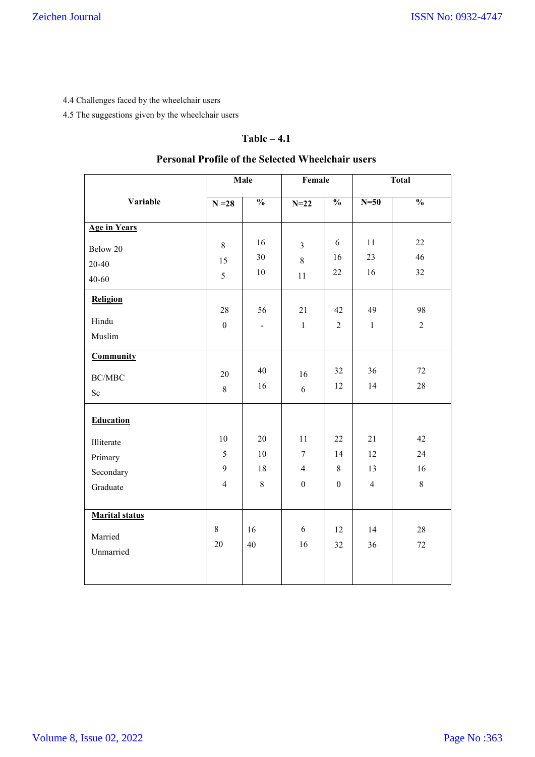4.4 Challenges faced by the wheelchair users

4.5 The suggestions given by the wheelchair users

**Table – 4.1**

**Personal Profile of the Selected Wheelchair users**

| Variable | Male | | Female | | Total | |
|---|---|---|---|---|---|---|
| | N =28 | % | N=22 | % | N=50 | % |
| **Age in Years** | | | | | | |
| Below 20 | 8 | 16 | 3 | 6 | 11 | 22 |
| 20-40 | 15 | 30 | 8 | 16 | 23 | 46 |
| 40-60 | 5 | 10 | 11 | 22 | 16 | 32 |
| **Religion** | | | | | | |
| Hindu | 28 | 56 | 21 | 42 | 49 | 98 |
| Muslim | 0 | - | 1 | 2 | 1 | 2 |
| **Community** | | | | | | |
| BC/MBC | 20 | 40 | 16 | 32 | 36 | 72 |
| Sc | 8 | 16 | 6 | 12 | 14 | 28 |
| **Education** | | | | | | |
| Illiterate | 10 | 20 | 11 | 22 | 21 | 42 |
| Primary | 5 | 10 | 7 | 14 | 12 | 24 |
| Secondary | 9 | 18 | 4 | 8 | 13 | 16 |
| Graduate | 4 | 8 | 0 | 0 | 4 | 8 |
| **Marital status** | | | | | | |
| Married | 8 | 16 | 6 | 12 | 14 | 28 |
| Unmarried | 20 | 40 | 16 | 32 | 36 | 72 |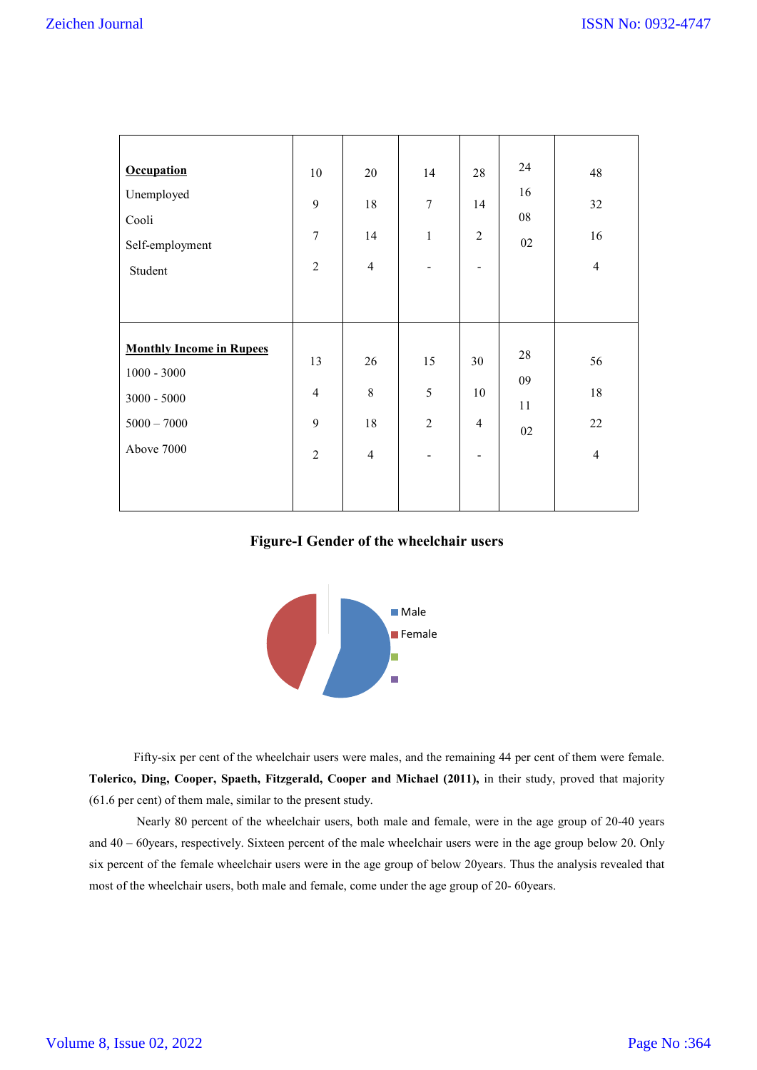| | | | | | | |
|---|---|---|---|---|---|---|
| **Occupation** | | | | | | |
| Unemployed | 10 | 20 | 14 | 28 | 24 | 48 |
| Cooli | 9 | 18 | 7 | 14 | 16 | 32 |
| Self-employment | 7 | 14 | 1 | 2 | 08 | 16 |
| Student | 2 | 4 | - | - | 02 | 4 |
| **Monthly Income in Rupees** | | | | | | |
| 1000 - 3000 | 13 | 26 | 15 | 30 | 28 | 56 |
| 3000 - 5000 | 4 | 8 | 5 | 10 | 09 | 18 |
| 5000 – 7000 | 9 | 18 | 2 | 4 | 11 | 22 |
| Above 7000 | 2 | 4 | - | - | 02 | 4 |

**Figure-I Gender of the wheelchair users**

Fifty-six per cent of the wheelchair users were males, and the remaining 44 per cent of them were female. **Tolerico, Ding, Cooper, Spaeth, Fitzgerald, Cooper and Michael (2011),** in their study, proved that majority (61.6 per cent) of them male, similar to the present study.

Nearly 80 percent of the wheelchair users, both male and female, were in the age group of 20-40 years and 40 – 60years, respectively. Sixteen percent of the male wheelchair users were in the age group below 20. Only six percent of the female wheelchair users were in the age group of below 20years. Thus the analysis revealed that most of the wheelchair users, both male and female, come under the age group of 20- 60years.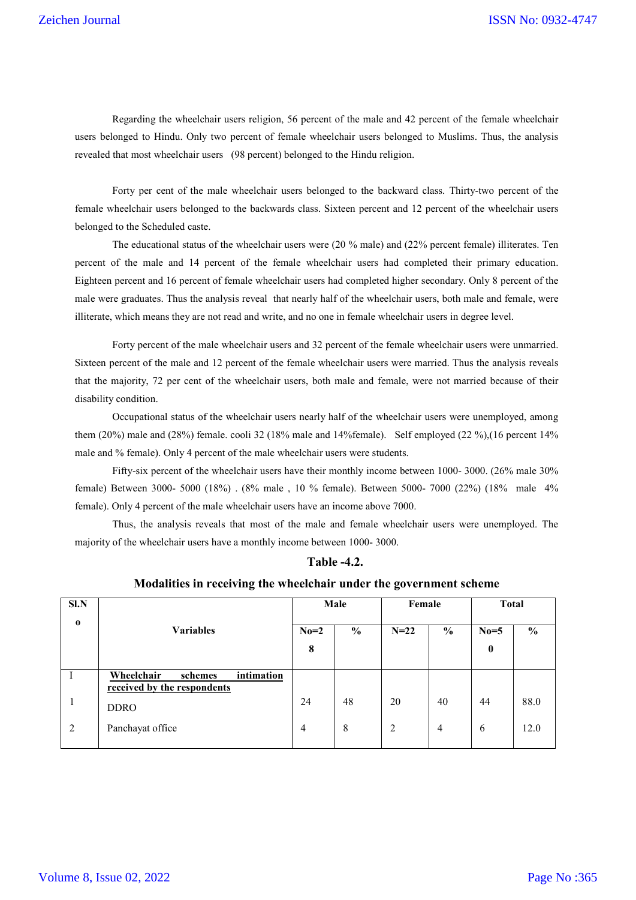Regarding the wheelchair users religion, 56 percent of the male and 42 percent of the female wheelchair users belonged to Hindu. Only two percent of female wheelchair users belonged to Muslims. Thus, the analysis revealed that most wheelchair users (98 percent) belonged to the Hindu religion.

Forty per cent of the male wheelchair users belonged to the backward class. Thirty-two percent of the female wheelchair users belonged to the backwards class. Sixteen percent and 12 percent of the wheelchair users belonged to the Scheduled caste.

The educational status of the wheelchair users were (20 % male) and (22% percent female) illiterates. Ten percent of the male and 14 percent of the female wheelchair users had completed their primary education. Eighteen percent and 16 percent of female wheelchair users had completed higher secondary. Only 8 percent of the male were graduates. Thus the analysis reveal that nearly half of the wheelchair users, both male and female, were illiterate, which means they are not read and write, and no one in female wheelchair users in degree level.

Forty percent of the male wheelchair users and 32 percent of the female wheelchair users were unmarried. Sixteen percent of the male and 12 percent of the female wheelchair users were married. Thus the analysis reveals that the majority, 72 per cent of the wheelchair users, both male and female, were not married because of their disability condition.

Occupational status of the wheelchair users nearly half of the wheelchair users were unemployed, among them (20%) male and (28%) female. cooli 32 (18% male and 14%female). Self employed (22 %),(16 percent 14% male and % female). Only 4 percent of the male wheelchair users were students.

Fifty-six percent of the wheelchair users have their monthly income between 1000- 3000. (26% male 30% female) Between 3000- 5000 (18%) . (8% male , 10 % female). Between 5000- 7000 (22%) (18% male 4% female). Only 4 percent of the male wheelchair users have an income above 7000.

Thus, the analysis reveals that most of the male and female wheelchair users were unemployed. The majority of the wheelchair users have a monthly income between 1000- 3000.

**Table -4.2.**

**Modalities in receiving the wheelchair under the government scheme**

| Sl.No | Variables | Male | | Female | | Total | |
|---|---|---|---|---|---|---|---|
| | | No=28 | % | N=22 | % | No=50 | % |
| I | **Wheelchair schemes intimation received by the respondents** | | | | | | |
| 1 | DDRO | 24 | 48 | 20 | 40 | 44 | 88.0 |
| 2 | Panchayat office | 4 | 8 | 2 | 4 | 6 | 12.0 |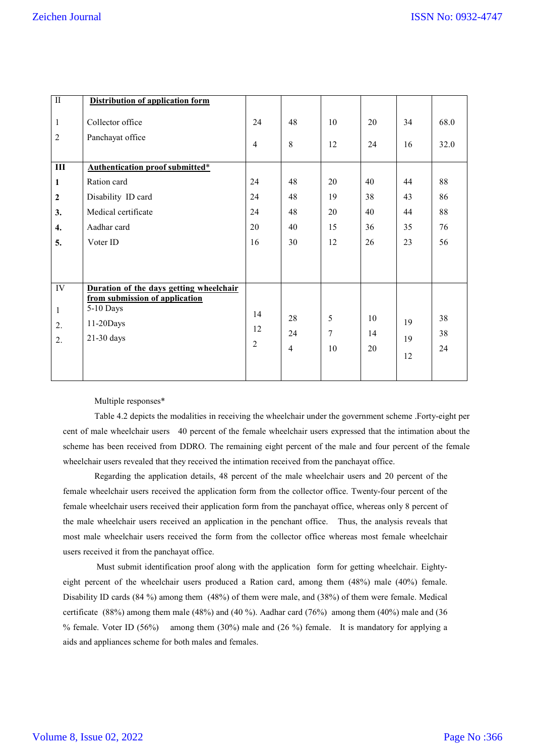| II | **Distribution of application form** | | | | | | |
|---|---|---|---|---|---|---|---|
| 1 | Collector office | 24 | 48 | 10 | 20 | 34 | 68.0 |
| 2 | Panchayat office | 4 | 8 | 12 | 24 | 16 | 32.0 |
| **III** | **Authentication proof submitted*** | | | | | | |
| **1** | Ration card | 24 | 48 | 20 | 40 | 44 | 88 |
| **2** | Disability ID card | 24 | 48 | 19 | 38 | 43 | 86 |
| **3.** | Medical certificate | 24 | 48 | 20 | 40 | 44 | 88 |
| **4.** | Aadhar card | 20 | 40 | 15 | 36 | 35 | 76 |
| **5.** | Voter ID | 16 | 30 | 12 | 26 | 23 | 56 |
| IV | **Duration of the days getting wheelchair from submission of application** | | | | | | |
| 1 | 5-10 Days | 14 | 28 | 5 | 10 | 19 | 38 |
| 2. | 11-20Days | 12 | 24 | 7 | 14 | 19 | 38 |
| 2. | 21-30 days | 2 | 4 | 10 | 20 | 12 | 24 |

Multiple responses*

Table 4.2 depicts the modalities in receiving the wheelchair under the government scheme .Forty-eight per cent of male wheelchair users 40 percent of the female wheelchair users expressed that the intimation about the scheme has been received from DDRO. The remaining eight percent of the male and four percent of the female wheelchair users revealed that they received the intimation received from the panchayat office.

Regarding the application details, 48 percent of the male wheelchair users and 20 percent of the female wheelchair users received the application form from the collector office. Twenty-four percent of the female wheelchair users received their application form from the panchayat office, whereas only 8 percent of the male wheelchair users received an application in the penchant office. Thus, the analysis reveals that most male wheelchair users received the form from the collector office whereas most female wheelchair users received it from the panchayat office.

Must submit identification proof along with the application form for getting wheelchair. Eighty-eight percent of the wheelchair users produced a Ration card, among them (48%) male (40%) female. Disability ID cards (84 %) among them (48%) of them were male, and (38%) of them were female. Medical certificate (88%) among them male (48%) and (40 %). Aadhar card (76%) among them (40%) male and (36 % female. Voter ID (56%) among them (30%) male and (26 %) female. It is mandatory for applying a aids and appliances scheme for both males and females.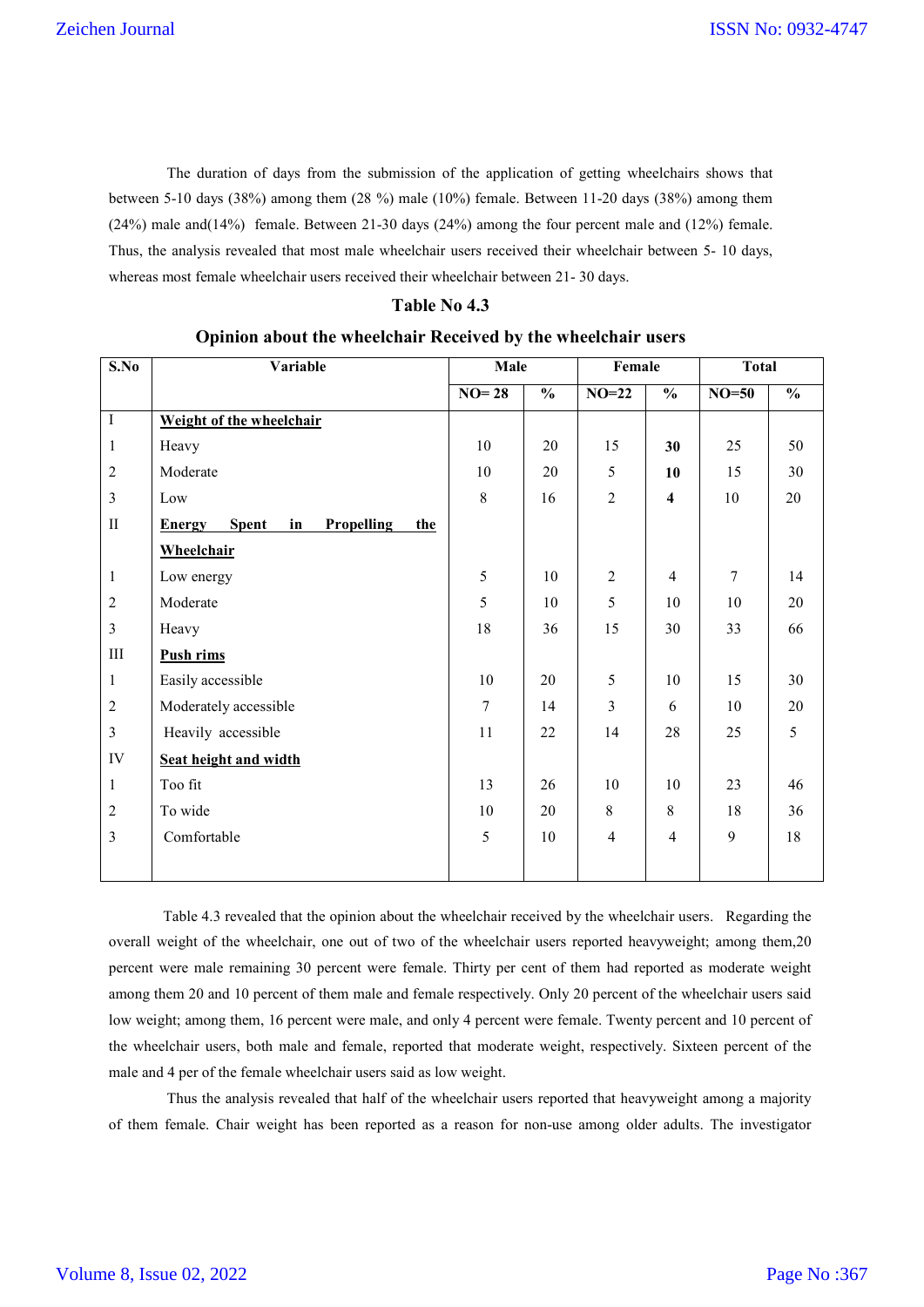The duration of days from the submission of the application of getting wheelchairs shows that between 5-10 days (38%) among them (28 %) male (10%) female. Between 11-20 days (38%) among them (24%) male and(14%) female. Between 21-30 days (24%) among the four percent male and (12%) female. Thus, the analysis revealed that most male wheelchair users received their wheelchair between 5- 10 days, whereas most female wheelchair users received their wheelchair between 21- 30 days.

### Table No 4.3

### Opinion about the wheelchair Received by the wheelchair users

| S.No | Variable | Male | | Female | | Total | |
|---|---|---|---|---|---|---|---|
| | | NO= 28 | % | NO=22 | % | NO=50 | % |
| I | **Weight of the wheelchair** | | | | | | |
| 1 | Heavy | 10 | 20 | 15 | **30** | 25 | 50 |
| 2 | Moderate | 10 | 20 | 5 | **10** | 15 | 30 |
| 3 | Low | 8 | 16 | 2 | **4** | 10 | 20 |
| II | **Energy Spent in Propelling the Wheelchair** | | | | | | |
| 1 | Low energy | 5 | 10 | 2 | 4 | 7 | 14 |
| 2 | Moderate | 5 | 10 | 5 | 10 | 10 | 20 |
| 3 | Heavy | 18 | 36 | 15 | 30 | 33 | 66 |
| III | **Push rims** | | | | | | |
| 1 | Easily accessible | 10 | 20 | 5 | 10 | 15 | 30 |
| 2 | Moderately accessible | 7 | 14 | 3 | 6 | 10 | 20 |
| 3 | Heavily accessible | 11 | 22 | 14 | 28 | 25 | 5 |
| IV | **Seat height and width** | | | | | | |
| 1 | Too fit | 13 | 26 | 10 | 10 | 23 | 46 |
| 2 | To wide | 10 | 20 | 8 | 8 | 18 | 36 |
| 3 | Comfortable | 5 | 10 | 4 | 4 | 9 | 18 |

Table 4.3 revealed that the opinion about the wheelchair received by the wheelchair users. Regarding the overall weight of the wheelchair, one out of two of the wheelchair users reported heavyweight; among them,20 percent were male remaining 30 percent were female. Thirty per cent of them had reported as moderate weight among them 20 and 10 percent of them male and female respectively. Only 20 percent of the wheelchair users said low weight; among them, 16 percent were male, and only 4 percent were female. Twenty percent and 10 percent of the wheelchair users, both male and female, reported that moderate weight, respectively. Sixteen percent of the male and 4 per of the female wheelchair users said as low weight.

Thus the analysis revealed that half of the wheelchair users reported that heavyweight among a majority of them female. Chair weight has been reported as a reason for non-use among older adults. The investigator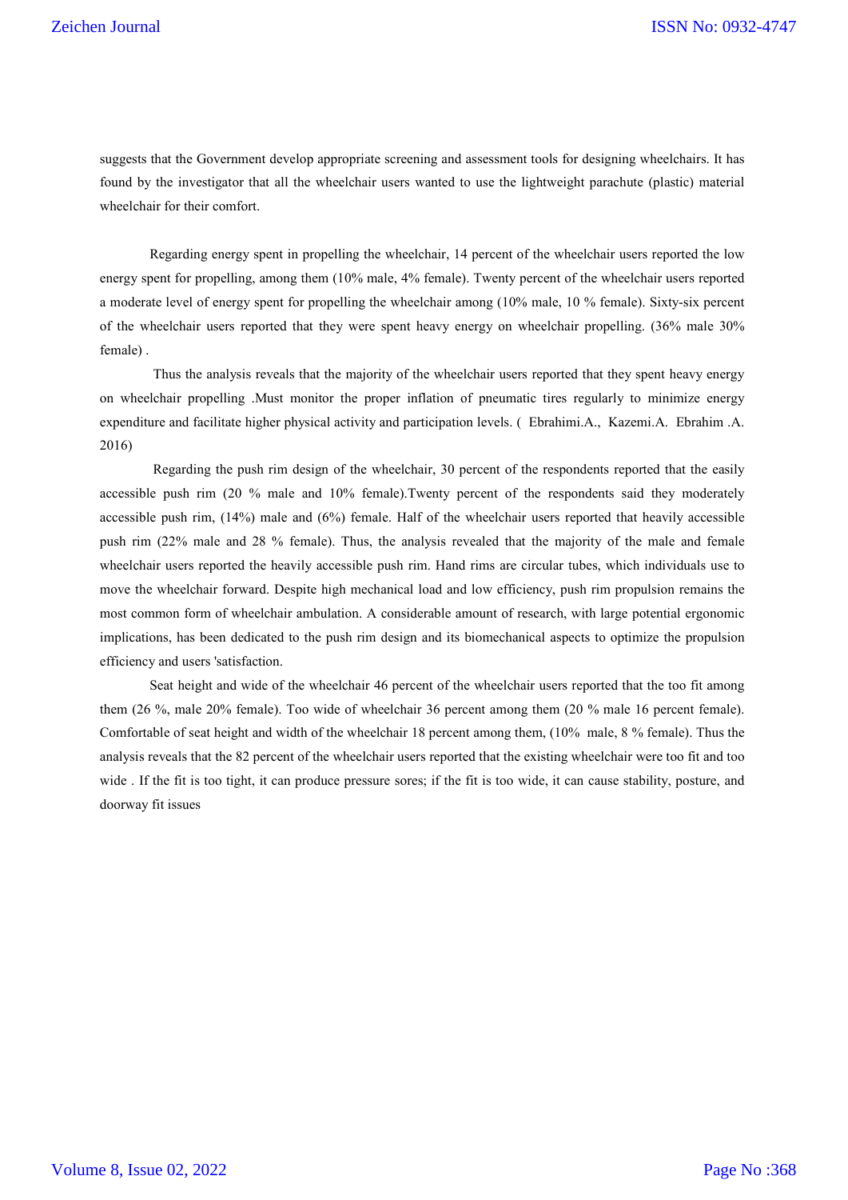suggests that the Government develop appropriate screening and assessment tools for designing wheelchairs. It has found by the investigator that all the wheelchair users wanted to use the lightweight parachute (plastic) material wheelchair for their comfort.

Regarding energy spent in propelling the wheelchair, 14 percent of the wheelchair users reported the low energy spent for propelling, among them (10% male, 4% female). Twenty percent of the wheelchair users reported a moderate level of energy spent for propelling the wheelchair among (10% male, 10 % female). Sixty-six percent of the wheelchair users reported that they were spent heavy energy on wheelchair propelling. (36% male 30% female) .

Thus the analysis reveals that the majority of the wheelchair users reported that they spent heavy energy on wheelchair propelling .Must monitor the proper inflation of pneumatic tires regularly to minimize energy expenditure and facilitate higher physical activity and participation levels. ( Ebrahimi.A., Kazemi.A. Ebrahim .A. 2016)

Regarding the push rim design of the wheelchair, 30 percent of the respondents reported that the easily accessible push rim (20 % male and 10% female).Twenty percent of the respondents said they moderately accessible push rim, (14%) male and (6%) female. Half of the wheelchair users reported that heavily accessible push rim (22% male and 28 % female). Thus, the analysis revealed that the majority of the male and female wheelchair users reported the heavily accessible push rim. Hand rims are circular tubes, which individuals use to move the wheelchair forward. Despite high mechanical load and low efficiency, push rim propulsion remains the most common form of wheelchair ambulation. A considerable amount of research, with large potential ergonomic implications, has been dedicated to the push rim design and its biomechanical aspects to optimize the propulsion efficiency and users 'satisfaction.

Seat height and wide of the wheelchair 46 percent of the wheelchair users reported that the too fit among them (26 %, male 20% female). Too wide of wheelchair 36 percent among them (20 % male 16 percent female). Comfortable of seat height and width of the wheelchair 18 percent among them, (10% male, 8 % female). Thus the analysis reveals that the 82 percent of the wheelchair users reported that the existing wheelchair were too fit and too wide . If the fit is too tight, it can produce pressure sores; if the fit is too wide, it can cause stability, posture, and doorway fit issues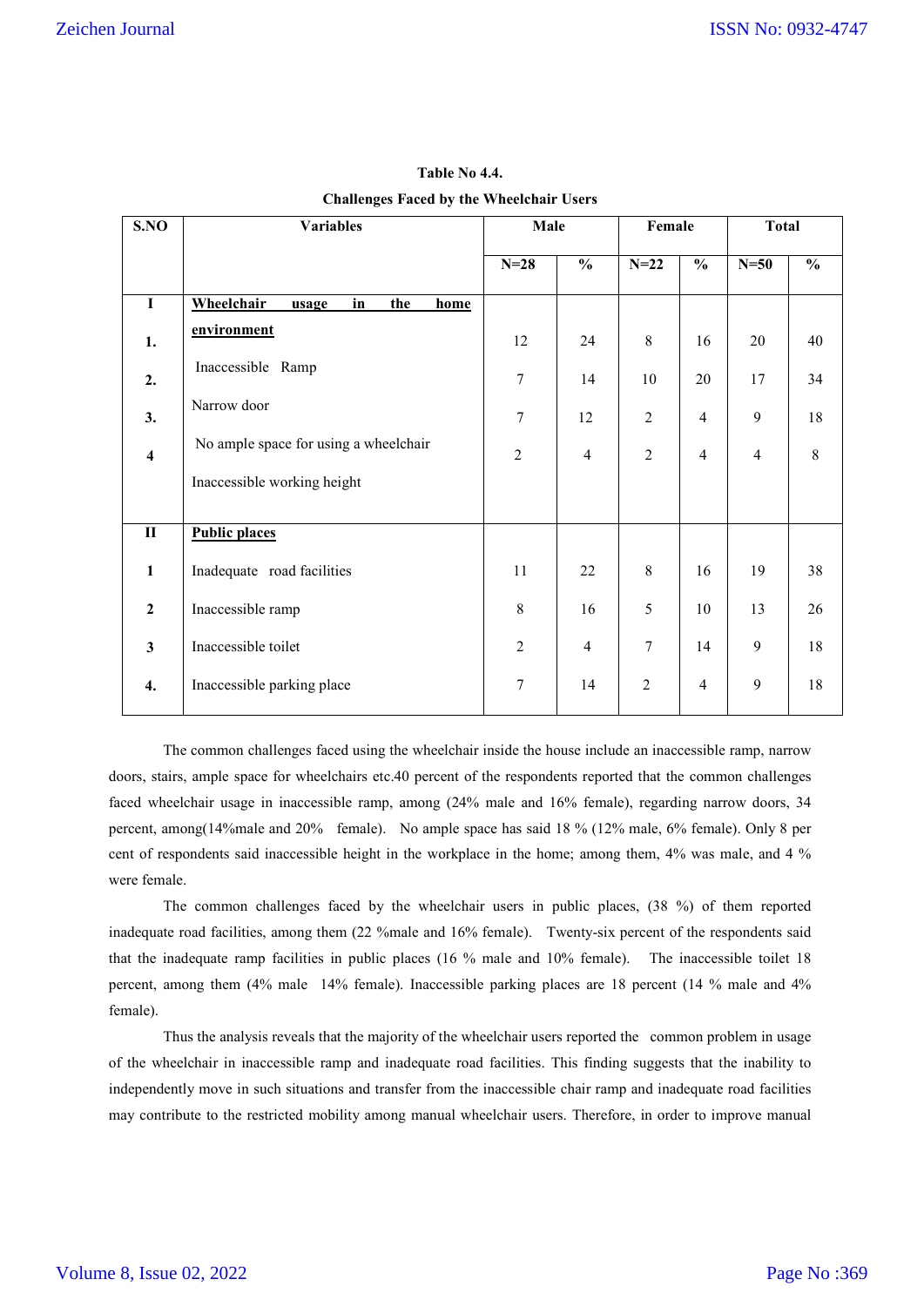**Table No 4.4.**

**Challenges Faced by the Wheelchair Users**

| S.NO | Variables | Male | | Female | | Total | |
|---|---|---|---|---|---|---|---|
| | | N=28 | % | N=22 | % | N=50 | % |
| **I** | **Wheelchair usage in the home environment** | | | | | | |
| **1.** | Inaccessible Ramp | 12 | 24 | 8 | 16 | 20 | 40 |
| **2.** | Narrow door | 7 | 14 | 10 | 20 | 17 | 34 |
| **3.** | No ample space for using a wheelchair | 7 | 12 | 2 | 4 | 9 | 18 |
| **4** | Inaccessible working height | 2 | 4 | 2 | 4 | 4 | 8 |
| **II** | **Public places** | | | | | | |
| **1** | Inadequate road facilities | 11 | 22 | 8 | 16 | 19 | 38 |
| **2** | Inaccessible ramp | 8 | 16 | 5 | 10 | 13 | 26 |
| **3** | Inaccessible toilet | 2 | 4 | 7 | 14 | 9 | 18 |
| **4.** | Inaccessible parking place | 7 | 14 | 2 | 4 | 9 | 18 |

The common challenges faced using the wheelchair inside the house include an inaccessible ramp, narrow doors, stairs, ample space for wheelchairs etc.40 percent of the respondents reported that the common challenges faced wheelchair usage in inaccessible ramp, among (24% male and 16% female), regarding narrow doors, 34 percent, among(14%male and 20% female). No ample space has said 18 % (12% male, 6% female). Only 8 per cent of respondents said inaccessible height in the workplace in the home; among them, 4% was male, and 4 % were female.

The common challenges faced by the wheelchair users in public places, (38 %) of them reported inadequate road facilities, among them (22 %male and 16% female). Twenty-six percent of the respondents said that the inadequate ramp facilities in public places (16 % male and 10% female). The inaccessible toilet 18 percent, among them (4% male 14% female). Inaccessible parking places are 18 percent (14 % male and 4% female).

Thus the analysis reveals that the majority of the wheelchair users reported the common problem in usage of the wheelchair in inaccessible ramp and inadequate road facilities. This finding suggests that the inability to independently move in such situations and transfer from the inaccessible chair ramp and inadequate road facilities may contribute to the restricted mobility among manual wheelchair users. Therefore, in order to improve manual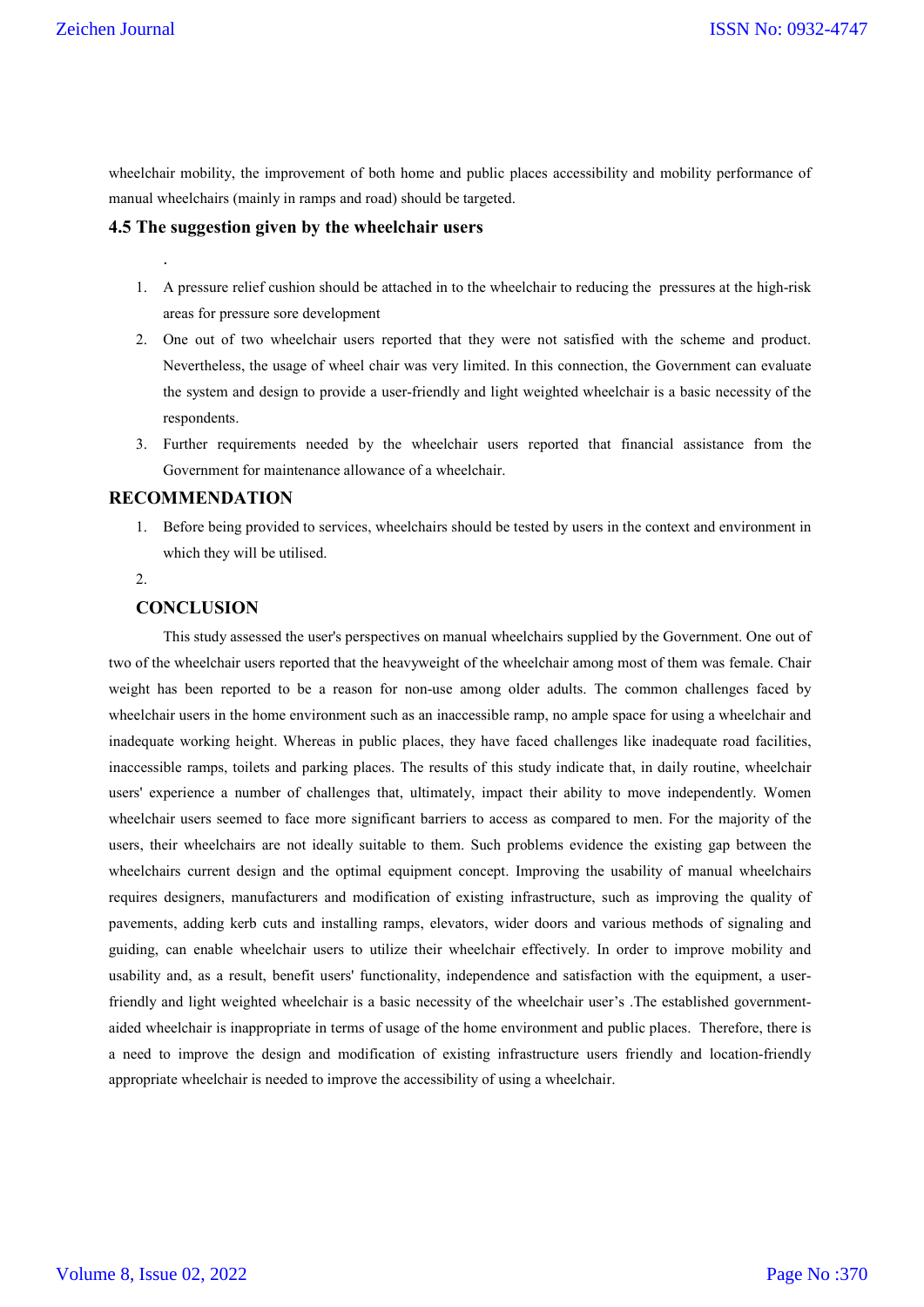wheelchair mobility, the improvement of both home and public places accessibility and mobility performance of manual wheelchairs (mainly in ramps and road) should be targeted.

### 4.5 The suggestion given by the wheelchair users

.

1. A pressure relief cushion should be attached in to the wheelchair to reducing the pressures at the high-risk areas for pressure sore development
2. One out of two wheelchair users reported that they were not satisfied with the scheme and product. Nevertheless, the usage of wheel chair was very limited. In this connection, the Government can evaluate the system and design to provide a user-friendly and light weighted wheelchair is a basic necessity of the respondents.
3. Further requirements needed by the wheelchair users reported that financial assistance from the Government for maintenance allowance of a wheelchair.

## RECOMMENDATION

1. Before being provided to services, wheelchairs should be tested by users in the context and environment in which they will be utilised.
2.

## CONCLUSION

This study assessed the user's perspectives on manual wheelchairs supplied by the Government. One out of two of the wheelchair users reported that the heavyweight of the wheelchair among most of them was female. Chair weight has been reported to be a reason for non-use among older adults. The common challenges faced by wheelchair users in the home environment such as an inaccessible ramp, no ample space for using a wheelchair and inadequate working height. Whereas in public places, they have faced challenges like inadequate road facilities, inaccessible ramps, toilets and parking places. The results of this study indicate that, in daily routine, wheelchair users' experience a number of challenges that, ultimately, impact their ability to move independently. Women wheelchair users seemed to face more significant barriers to access as compared to men. For the majority of the users, their wheelchairs are not ideally suitable to them. Such problems evidence the existing gap between the wheelchairs current design and the optimal equipment concept. Improving the usability of manual wheelchairs requires designers, manufacturers and modification of existing infrastructure, such as improving the quality of pavements, adding kerb cuts and installing ramps, elevators, wider doors and various methods of signaling and guiding, can enable wheelchair users to utilize their wheelchair effectively. In order to improve mobility and usability and, as a result, benefit users' functionality, independence and satisfaction with the equipment, a user-friendly and light weighted wheelchair is a basic necessity of the wheelchair user's .The established government-aided wheelchair is inappropriate in terms of usage of the home environment and public places. Therefore, there is a need to improve the design and modification of existing infrastructure users friendly and location-friendly appropriate wheelchair is needed to improve the accessibility of using a wheelchair.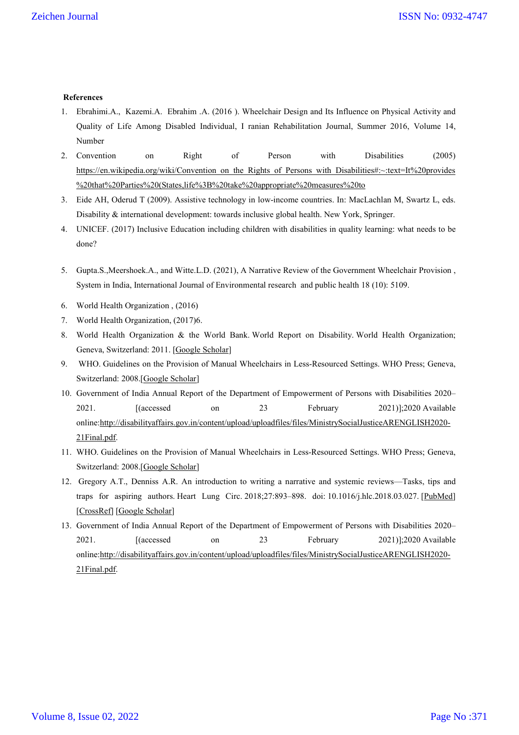**References**

1. Ebrahimi.A., Kazemi.A. Ebrahim .A. (2016 ). Wheelchair Design and Its Influence on Physical Activity and Quality of Life Among Disabled Individual, I ranian Rehabilitation Journal, Summer 2016, Volume 14, Number
2. Convention on Right of Person with Disabilities (2005) https://en.wikipedia.org/wiki/Convention_on_the_Rights_of_Persons_with_Disabilities#:~:text=It%20provides%20that%20Parties%20(States,life%3B%20take%20appropriate%20measures%20to
3. Eide AH, Oderud T (2009). Assistive technology in low-income countries. In: MacLachlan M, Swartz L, eds. Disability & international development: towards inclusive global health. New York, Springer.
4. UNICEF. (2017) Inclusive Education including children with disabilities in quality learning: what needs to be done?
5. Gupta.S.,Meershoek.A., and Witte.L.D. (2021), A Narrative Review of the Government Wheelchair Provision , System in India, International Journal of Environmental research and public health 18 (10): 5109.
6. World Health Organization , (2016)
7. World Health Organization, (2017)6.
8. World Health Organization & the World Bank. World Report on Disability. World Health Organization; Geneva, Switzerland: 2011. [Google Scholar]
9. WHO. Guidelines on the Provision of Manual Wheelchairs in Less-Resourced Settings. WHO Press; Geneva, Switzerland: 2008.[Google Scholar]
10. Government of India Annual Report of the Department of Empowerment of Persons with Disabilities 2020–2021. [(accessed on 23 February 2021)];2020 Available online:http://disabilityaffairs.gov.in/content/upload/uploadfiles/files/MinistrySocialJusticeARENGLISH2020-21Final.pdf.
11. WHO. Guidelines on the Provision of Manual Wheelchairs in Less-Resourced Settings. WHO Press; Geneva, Switzerland: 2008.[Google Scholar]
12. Gregory A.T., Denniss A.R. An introduction to writing a narrative and systemic reviews—Tasks, tips and traps for aspiring authors. Heart Lung Circ. 2018;27:893–898. doi: 10.1016/j.hlc.2018.03.027. [PubMed] [CrossRef] [Google Scholar]
13. Government of India Annual Report of the Department of Empowerment of Persons with Disabilities 2020–2021. [(accessed on 23 February 2021)];2020 Available online:http://disabilityaffairs.gov.in/content/upload/uploadfiles/files/MinistrySocialJusticeARENGLISH2020-21Final.pdf.